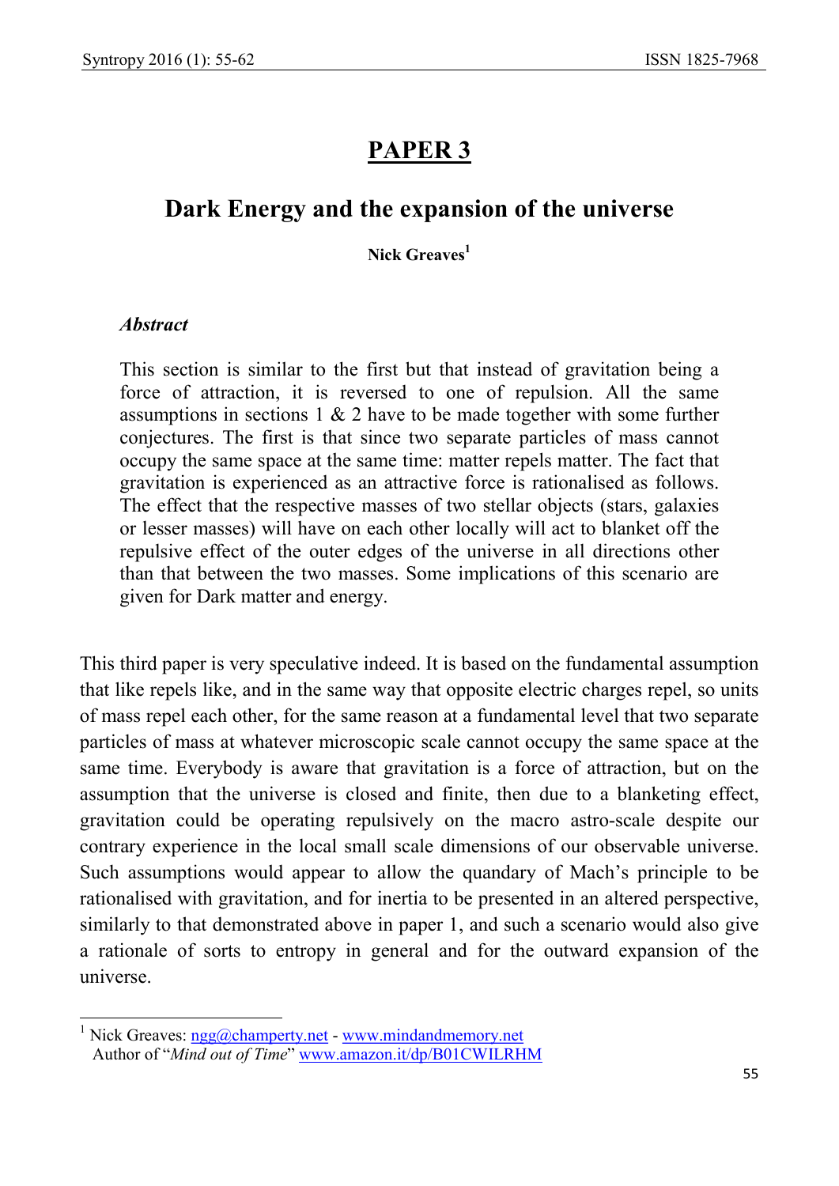# PAPER 3

## Dark Energy and the expansion of the universe

**Nick Greaves**[1]

### *Abstract*

This section is similar to the first but that instead of gravitation being a force of attraction, it is reversed to one of repulsion. All the same assumptions in sections 1 & 2 have to be made together with some further conjectures. The first is that since two separate particles of mass cannot occupy the same space at the same time: matter repels matter. The fact that gravitation is experienced as an attractive force is rationalised as follows. The effect that the respective masses of two stellar objects (stars, galaxies or lesser masses) will have on each other locally will act to blanket off the repulsive effect of the outer edges of the universe in all directions other than that between the two masses. Some implications of this scenario are given for Dark matter and energy.

This third paper is very speculative indeed. It is based on the fundamental assumption that like repels like, and in the same way that opposite electric charges repel, so units of mass repel each other, for the same reason at a fundamental level that two separate particles of mass at whatever microscopic scale cannot occupy the same space at the same time. Everybody is aware that gravitation is a force of attraction, but on the assumption that the universe is closed and finite, then due to a blanketing effect, gravitation could be operating repulsively on the macro astro-scale despite our contrary experience in the local small scale dimensions of our observable universe. Such assumptions would appear to allow the quandary of Mach's principle to be rationalised with gravitation, and for inertia to be presented in an altered perspective, similarly to that demonstrated above in paper 1, and such a scenario would also give a rationale of sorts to entropy in general and for the outward expansion of the universe.

---

[1] Nick Greaves: ngg@champerty.net - www.mindandmemory.net
Author of "*Mind out of Time*" www.amazon.it/dp/B01CWILRHM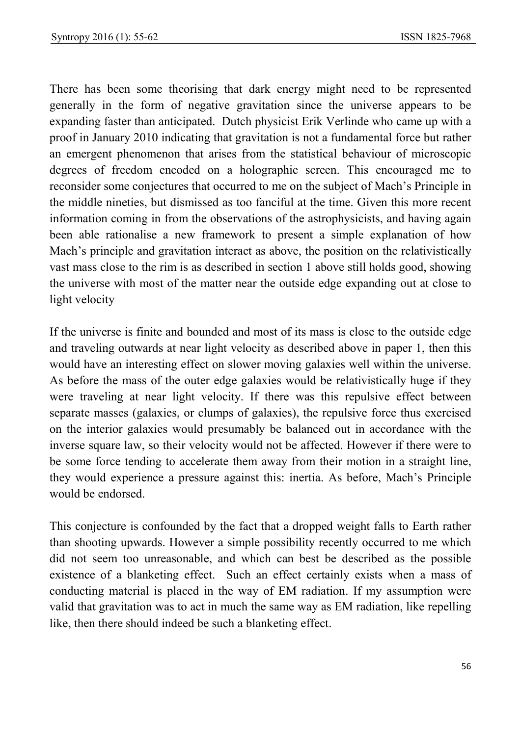There has been some theorising that dark energy might need to be represented generally in the form of negative gravitation since the universe appears to be expanding faster than anticipated. Dutch physicist Erik Verlinde who came up with a proof in January 2010 indicating that gravitation is not a fundamental force but rather an emergent phenomenon that arises from the statistical behaviour of microscopic degrees of freedom encoded on a holographic screen. This encouraged me to reconsider some conjectures that occurred to me on the subject of Mach's Principle in the middle nineties, but dismissed as too fanciful at the time. Given this more recent information coming in from the observations of the astrophysicists, and having again been able rationalise a new framework to present a simple explanation of how Mach's principle and gravitation interact as above, the position on the relativistically vast mass close to the rim is as described in section 1 above still holds good, showing the universe with most of the matter near the outside edge expanding out at close to light velocity

If the universe is finite and bounded and most of its mass is close to the outside edge and traveling outwards at near light velocity as described above in paper 1, then this would have an interesting effect on slower moving galaxies well within the universe. As before the mass of the outer edge galaxies would be relativistically huge if they were traveling at near light velocity. If there was this repulsive effect between separate masses (galaxies, or clumps of galaxies), the repulsive force thus exercised on the interior galaxies would presumably be balanced out in accordance with the inverse square law, so their velocity would not be affected. However if there were to be some force tending to accelerate them away from their motion in a straight line, they would experience a pressure against this: inertia. As before, Mach's Principle would be endorsed.

This conjecture is confounded by the fact that a dropped weight falls to Earth rather than shooting upwards. However a simple possibility recently occurred to me which did not seem too unreasonable, and which can best be described as the possible existence of a blanketing effect. Such an effect certainly exists when a mass of conducting material is placed in the way of EM radiation. If my assumption were valid that gravitation was to act in much the same way as EM radiation, like repelling like, then there should indeed be such a blanketing effect.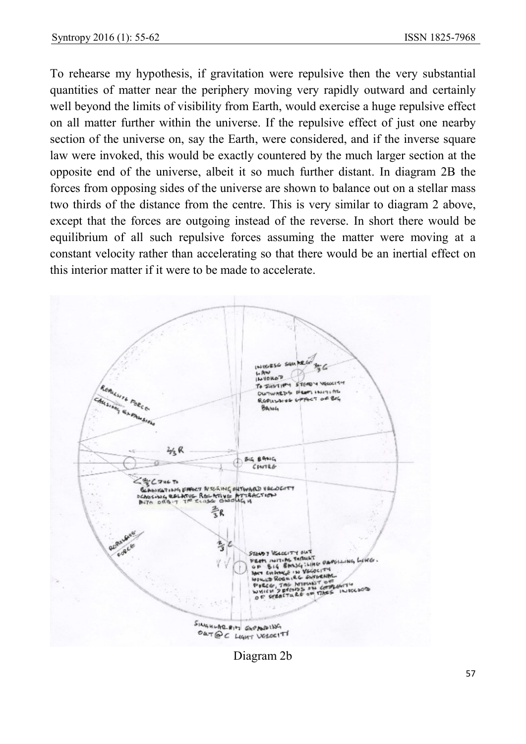To rehearse my hypothesis, if gravitation were repulsive then the very substantial quantities of matter near the periphery moving very rapidly outward and certainly well beyond the limits of visibility from Earth, would exercise a huge repulsive effect on all matter further within the universe. If the repulsive effect of just one nearby section of the universe on, say the Earth, were considered, and if the inverse square law were invoked, this would be exactly countered by the much larger section at the opposite end of the universe, albeit it so much further distant. In diagram 2B the forces from opposing sides of the universe are shown to balance out on a stellar mass two thirds of the distance from the centre. This is very similar to diagram 2 above, except that the forces are outgoing instead of the reverse. In short there would be equilibrium of all such repulsive forces assuming the matter were moving at a constant velocity rather than accelerating so that there would be an inertial effect on this interior matter if it were to be made to accelerate.

Diagram 2b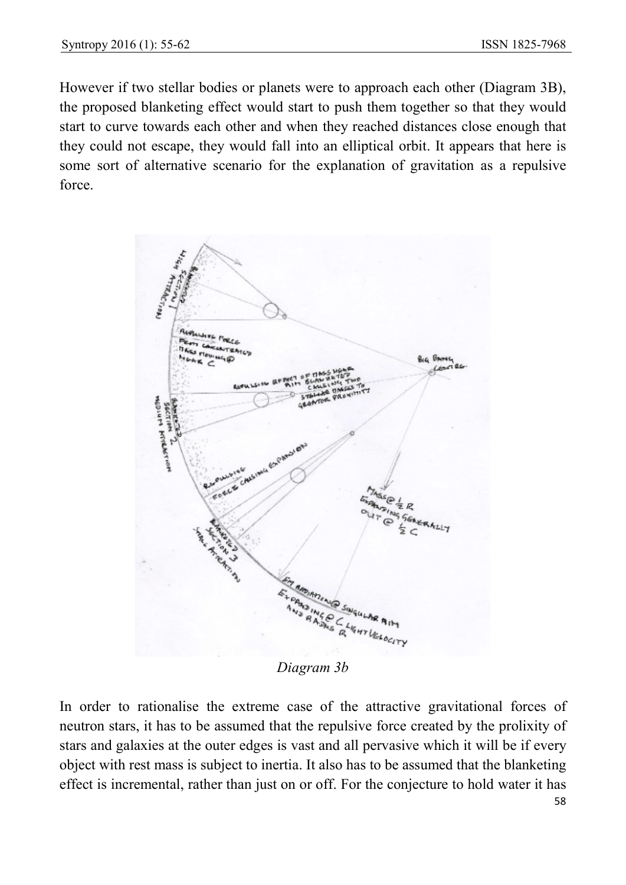However if two stellar bodies or planets were to approach each other (Diagram 3B), the proposed blanketing effect would start to push them together so that they would start to curve towards each other and when they reached distances close enough that they could not escape, they would fall into an elliptical orbit. It appears that here is some sort of alternative scenario for the explanation of gravitation as a repulsive force.

*Diagram 3b*

In order to rationalise the extreme case of the attractive gravitational forces of neutron stars, it has to be assumed that the repulsive force created by the prolixity of stars and galaxies at the outer edges is vast and all pervasive which it will be if every object with rest mass is subject to inertia. It also has to be assumed that the blanketing effect is incremental, rather than just on or off. For the conjecture to hold water it has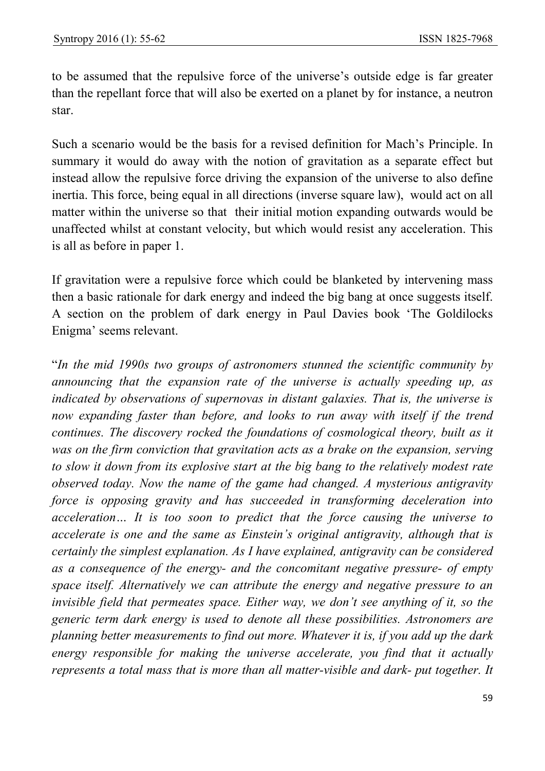to be assumed that the repulsive force of the universe's outside edge is far greater than the repellant force that will also be exerted on a planet by for instance, a neutron star.

Such a scenario would be the basis for a revised definition for Mach's Principle. In summary it would do away with the notion of gravitation as a separate effect but instead allow the repulsive force driving the expansion of the universe to also define inertia. This force, being equal in all directions (inverse square law), would act on all matter within the universe so that their initial motion expanding outwards would be unaffected whilst at constant velocity, but which would resist any acceleration. This is all as before in paper 1.

If gravitation were a repulsive force which could be blanketed by intervening mass then a basic rationale for dark energy and indeed the big bang at once suggests itself. A section on the problem of dark energy in Paul Davies book 'The Goldilocks Enigma' seems relevant.

"*In the mid 1990s two groups of astronomers stunned the scientific community by announcing that the expansion rate of the universe is actually speeding up, as indicated by observations of supernovas in distant galaxies. That is, the universe is now expanding faster than before, and looks to run away with itself if the trend continues. The discovery rocked the foundations of cosmological theory, built as it was on the firm conviction that gravitation acts as a brake on the expansion, serving to slow it down from its explosive start at the big bang to the relatively modest rate observed today. Now the name of the game had changed. A mysterious antigravity force is opposing gravity and has succeeded in transforming deceleration into acceleration… It is too soon to predict that the force causing the universe to accelerate is one and the same as Einstein's original antigravity, although that is certainly the simplest explanation. As I have explained, antigravity can be considered as a consequence of the energy- and the concomitant negative pressure- of empty space itself. Alternatively we can attribute the energy and negative pressure to an invisible field that permeates space. Either way, we don't see anything of it, so the generic term dark energy is used to denote all these possibilities. Astronomers are planning better measurements to find out more. Whatever it is, if you add up the dark energy responsible for making the universe accelerate, you find that it actually represents a total mass that is more than all matter-visible and dark- put together. It*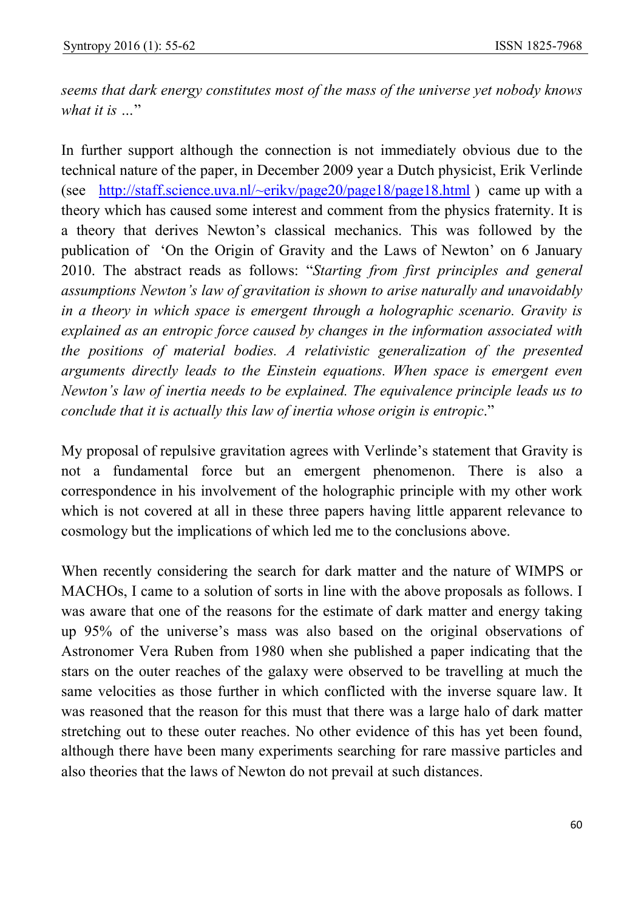*seems that dark energy constitutes most of the mass of the universe yet nobody knows what it is …*"

In further support although the connection is not immediately obvious due to the technical nature of the paper, in December 2009 year a Dutch physicist, Erik Verlinde (see http://staff.science.uva.nl/~erikv/page20/page18/page18.html ) came up with a theory which has caused some interest and comment from the physics fraternity. It is a theory that derives Newton's classical mechanics. This was followed by the publication of 'On the Origin of Gravity and the Laws of Newton' on 6 January 2010. The abstract reads as follows: "*Starting from first principles and general assumptions Newton's law of gravitation is shown to arise naturally and unavoidably in a theory in which space is emergent through a holographic scenario. Gravity is explained as an entropic force caused by changes in the information associated with the positions of material bodies. A relativistic generalization of the presented arguments directly leads to the Einstein equations. When space is emergent even Newton's law of inertia needs to be explained. The equivalence principle leads us to conclude that it is actually this law of inertia whose origin is entropic*."

My proposal of repulsive gravitation agrees with Verlinde's statement that Gravity is not a fundamental force but an emergent phenomenon. There is also a correspondence in his involvement of the holographic principle with my other work which is not covered at all in these three papers having little apparent relevance to cosmology but the implications of which led me to the conclusions above.

When recently considering the search for dark matter and the nature of WIMPS or MACHOs, I came to a solution of sorts in line with the above proposals as follows. I was aware that one of the reasons for the estimate of dark matter and energy taking up 95% of the universe's mass was also based on the original observations of Astronomer Vera Ruben from 1980 when she published a paper indicating that the stars on the outer reaches of the galaxy were observed to be travelling at much the same velocities as those further in which conflicted with the inverse square law. It was reasoned that the reason for this must that there was a large halo of dark matter stretching out to these outer reaches. No other evidence of this has yet been found, although there have been many experiments searching for rare massive particles and also theories that the laws of Newton do not prevail at such distances.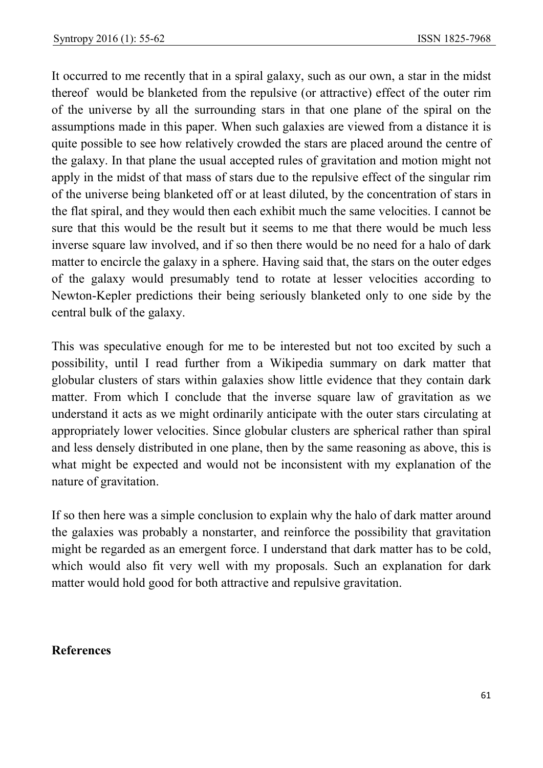It occurred to me recently that in a spiral galaxy, such as our own, a star in the midst thereof would be blanketed from the repulsive (or attractive) effect of the outer rim of the universe by all the surrounding stars in that one plane of the spiral on the assumptions made in this paper. When such galaxies are viewed from a distance it is quite possible to see how relatively crowded the stars are placed around the centre of the galaxy. In that plane the usual accepted rules of gravitation and motion might not apply in the midst of that mass of stars due to the repulsive effect of the singular rim of the universe being blanketed off or at least diluted, by the concentration of stars in the flat spiral, and they would then each exhibit much the same velocities. I cannot be sure that this would be the result but it seems to me that there would be much less inverse square law involved, and if so then there would be no need for a halo of dark matter to encircle the galaxy in a sphere. Having said that, the stars on the outer edges of the galaxy would presumably tend to rotate at lesser velocities according to Newton-Kepler predictions their being seriously blanketed only to one side by the central bulk of the galaxy.

This was speculative enough for me to be interested but not too excited by such a possibility, until I read further from a Wikipedia summary on dark matter that globular clusters of stars within galaxies show little evidence that they contain dark matter. From which I conclude that the inverse square law of gravitation as we understand it acts as we might ordinarily anticipate with the outer stars circulating at appropriately lower velocities. Since globular clusters are spherical rather than spiral and less densely distributed in one plane, then by the same reasoning as above, this is what might be expected and would not be inconsistent with my explanation of the nature of gravitation.

If so then here was a simple conclusion to explain why the halo of dark matter around the galaxies was probably a nonstarter, and reinforce the possibility that gravitation might be regarded as an emergent force. I understand that dark matter has to be cold, which would also fit very well with my proposals. Such an explanation for dark matter would hold good for both attractive and repulsive gravitation.

**References**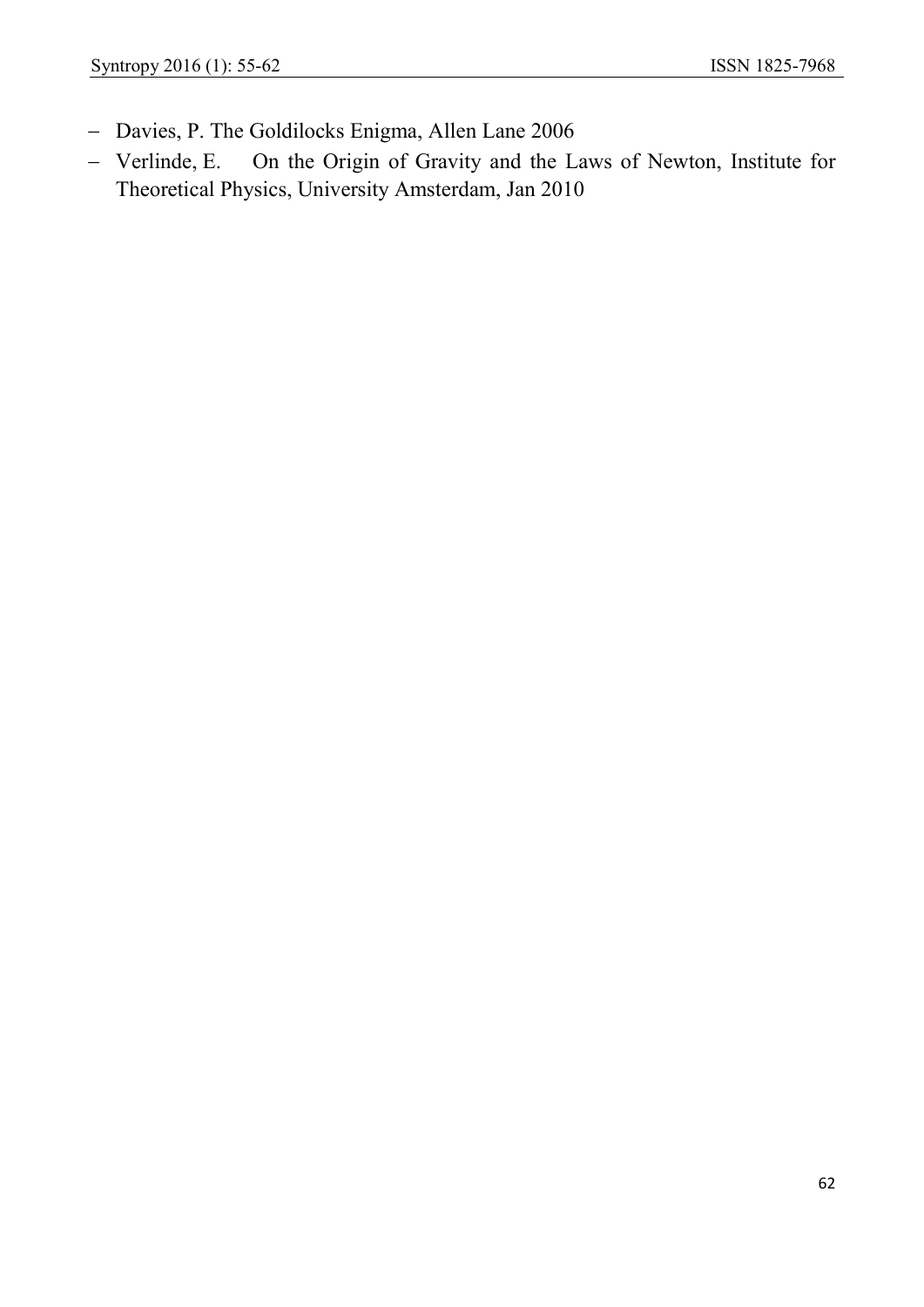- Davies, P. The Goldilocks Enigma, Allen Lane 2006
- Verlinde, E. On the Origin of Gravity and the Laws of Newton, Institute for Theoretical Physics, University Amsterdam, Jan 2010